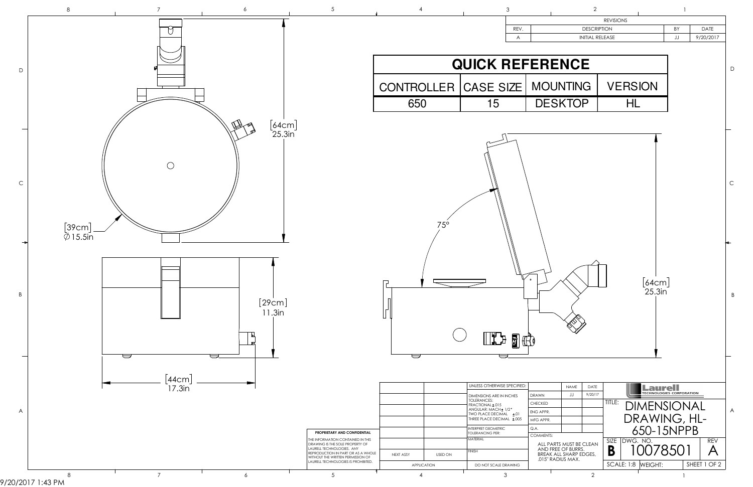| REVISIONS | | | |
|---|---|---|---|
| REV. | DESCRIPTION | BY | DATE |
| A | INITIAL RELEASE | JJ | 9/20/2017 |

| QUICK REFERENCE | | | |
|---|---|---|---|
| CONTROLLER | CASE SIZE | MOUNTING | VERSION |
| 650 | 15 | DESKTOP | HL |

[64cm]
25.3in

[39cm]
∅15.5in

[29cm]
11.3in

[44cm]
17.3in

75°

[64cm]
25.3in

UNLESS OTHERWISE SPECIFIED:
DIMENSIONS ARE IN INCHES
TOLERANCES:
FRACTIONAL ± .015
ANGULAR: MACH ± 1/2°
TWO PLACE DECIMAL ± .01
THREE PLACE DECIMAL ± .005

INTERPRET GEOMETRIC TOLERANCING PER:
MATERIAL
FINISH
DO NOT SCALE DRAWING

| | NAME | DATE |
|---|---|---|
| DRAWN | JJ | 9/20/17 |
| CHECKED | | |
| ENG APPR. | | |
| MFG APPR. | | |
| Q.A. | | |

COMMENTS:
ALL PARTS MUST BE CLEAN AND FREE OF BURRS. BREAK ALL SHARP EDGES, .015" RADIUS MAX.

| NEXT ASSY | USED ON |
|---|---|
| APPLICATION | |

**PROPRIETARY AND CONFIDENTIAL**

THE INFORMATION CONTAINED IN THIS DRAWING IS THE SOLE PROPERTY OF LAURELL TECHNOLOGIES. ANY REPRODUCTION IN PART OR AS A WHOLE WITHOUT THE WRITTEN PERMISSION OF LAURELL TECHNOLOGIES IS PROHIBITED.

Laurell TECHNOLOGIES CORPORATION

TITLE: DIMENSIONAL DRAWING, HL-650-15NPPB

SIZE: B
DWG. NO. 10078501
REV: A
SCALE: 1:8
WEIGHT:
SHEET 1 OF 2

9/20/2017 1:43 PM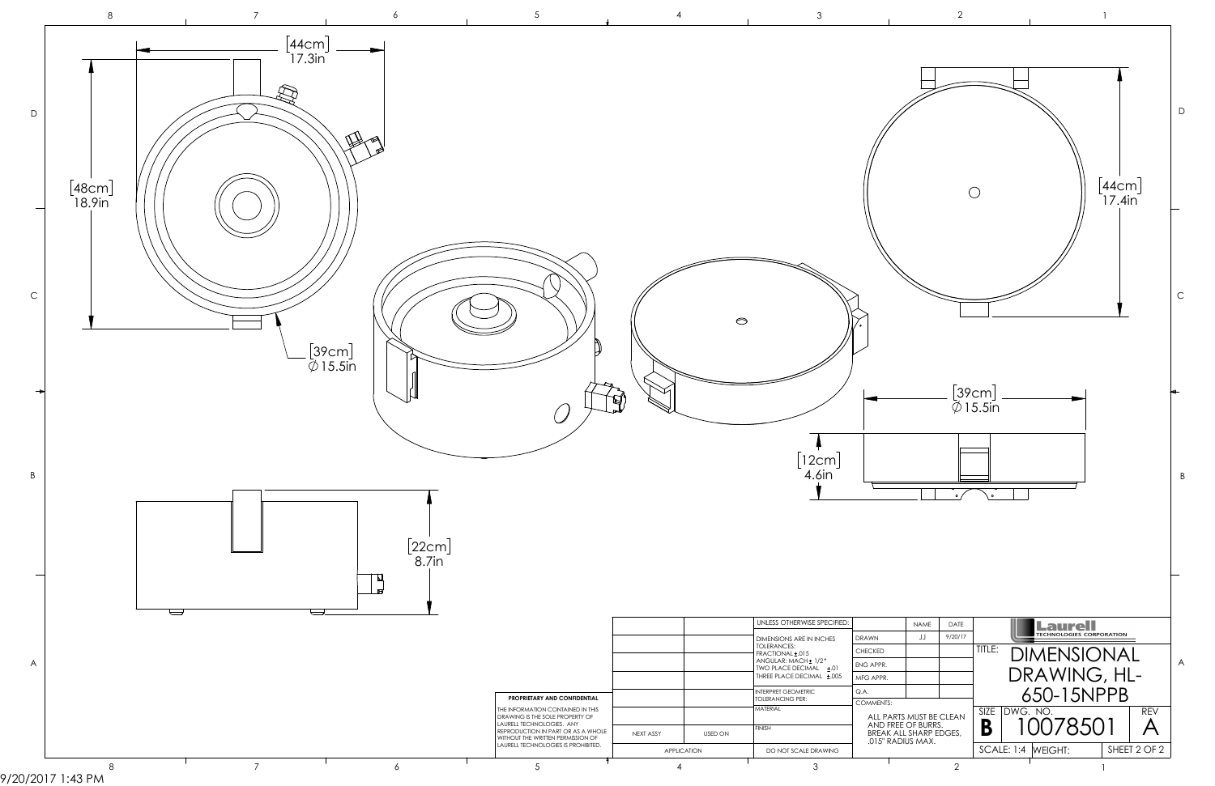[44cm]
17.3in

[48cm]
18.9in

[39cm]
∅15.5in

[22cm]
8.7in

[44cm]
17.4in

[39cm]
∅15.5in

[12cm]
4.6in

| | | UNLESS OTHERWISE SPECIFIED: | | NAME | DATE |
|---|---|---|---|---|---|
| | | DIMENSIONS ARE IN INCHES TOLERANCES: FRACTIONAL ±.015 ANGULAR: MACH ± 1/2° TWO PLACE DECIMAL ±.01 THREE PLACE DECIMAL ±.005 | DRAWN | JJ | 9/20/17 |
| | | | CHECKED | | |
| | | | ENG APPR. | | |
| | | | MFG APPR. | | |
| | | INTERPRET GEOMETRIC TOLERANCING PER: | Q.A. | | |
| | | MATERIAL | COMMENTS: ALL PARTS MUST BE CLEAN AND FREE OF BURRS. BREAK ALL SHARP EDGES, .015" RADIUS MAX. | | |
| NEXT ASSY | USED ON | FINISH | | | |
| APPLICATION | | DO NOT SCALE DRAWING | | | |

**PROPRIETARY AND CONFIDENTIAL**

THE INFORMATION CONTAINED IN THIS DRAWING IS THE SOLE PROPERTY OF LAURELL TECHNOLOGIES. ANY REPRODUCTION IN PART OR AS A WHOLE WITHOUT THE WRITTEN PERMISSION OF LAURELL TECHNOLOGIES IS PROHIBITED.

Laurell TECHNOLOGIES CORPORATION

TITLE: DIMENSIONAL DRAWING, HL-650-15NPPB

| SIZE | DWG. NO. | REV |
|---|---|---|
| B | 10078501 | A |

SCALE: 1:4 WEIGHT: SHEET 2 OF 2

9/20/2017 1:43 PM